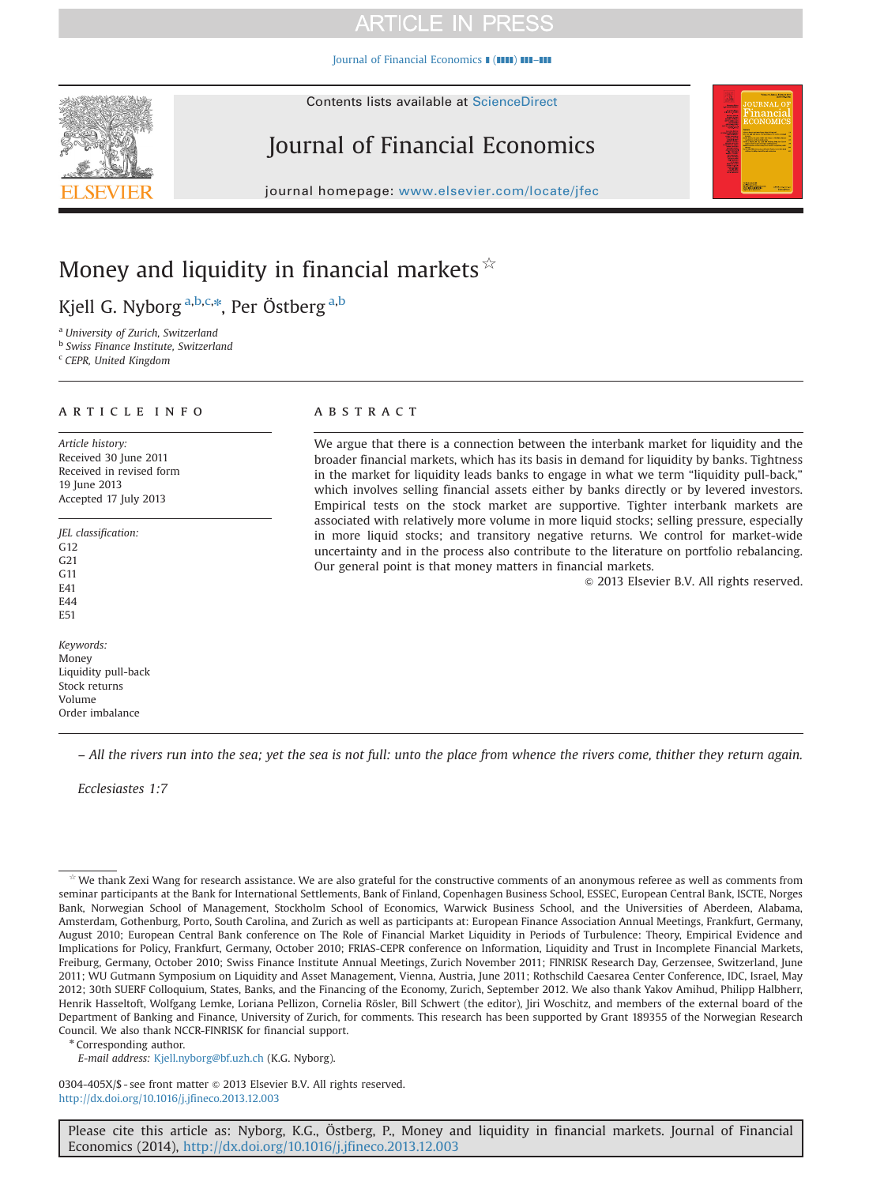# Money and liquidity in financial markets ☆

Kjell G. Nyborg [a,b,c,*], Per Östberg [a,b]

[a] University of Zurich, Switzerland
[b] Swiss Finance Institute, Switzerland
[c] CEPR, United Kingdom

## ARTICLE INFO

*Article history:*
Received 30 June 2011
Received in revised form
19 June 2013
Accepted 17 July 2013

*JEL classification:*
G12
G21
G11
E41
E44
E51

*Keywords:*
Money
Liquidity pull-back
Stock returns
Volume
Order imbalance

## ABSTRACT

We argue that there is a connection between the interbank market for liquidity and the broader financial markets, which has its basis in demand for liquidity by banks. Tightness in the market for liquidity leads banks to engage in what we term "liquidity pull-back," which involves selling financial assets either by banks directly or by levered investors. Empirical tests on the stock market are supportive. Tighter interbank markets are associated with relatively more volume in more liquid stocks; selling pressure, especially in more liquid stocks; and transitory negative returns. We control for market-wide uncertainty and in the process also contribute to the literature on portfolio rebalancing. Our general point is that money matters in financial markets.

© 2013 Elsevier B.V. All rights reserved.

*– All the rivers run into the sea; yet the sea is not full: unto the place from whence the rivers come, thither they return again.*

*Ecclesiastes 1:7*

---

☆ We thank Zexi Wang for research assistance. We are also grateful for the constructive comments of an anonymous referee as well as comments from seminar participants at the Bank for International Settlements, Bank of Finland, Copenhagen Business School, ESSEC, European Central Bank, ISCTE, Norges Bank, Norwegian School of Management, Stockholm School of Economics, Warwick Business School, and the Universities of Aberdeen, Alabama, Amsterdam, Gothenburg, Porto, South Carolina, and Zurich as well as participants at: European Finance Association Annual Meetings, Frankfurt, Germany, August 2010; European Central Bank conference on The Role of Financial Market Liquidity in Periods of Turbulence: Theory, Empirical Evidence and Implications for Policy, Frankfurt, Germany, October 2010; FRIAS-CEPR conference on Information, Liquidity and Trust in Incomplete Financial Markets, Freiburg, Germany, October 2010; Swiss Finance Institute Annual Meetings, Zurich November 2011; FINRISK Research Day, Gerzensee, Switzerland, June 2011; WU Gutmann Symposium on Liquidity and Asset Management, Vienna, Austria, June 2011; Rothschild Caesarea Center Conference, IDC, Israel, May 2012; 30th SUERF Colloquium, States, Banks, and the Financing of the Economy, Zurich, September 2012. We also thank Yakov Amihud, Philipp Halbherr, Henrik Hasseltoft, Wolfgang Lemke, Loriana Pellizon, Cornelia Rösler, Bill Schwert (the editor), Jiri Woschitz, and members of the external board of the Department of Banking and Finance, University of Zurich, for comments. This research has been supported by Grant 189355 of the Norwegian Research Council. We also thank NCCR-FINRISK for financial support.

\* Corresponding author.
*E-mail address:* Kjell.nyborg@bf.uzh.ch (K.G. Nyborg).

0304-405X/$ - see front matter © 2013 Elsevier B.V. All rights reserved.
http://dx.doi.org/10.1016/j.jfineco.2013.12.003

Please cite this article as: Nyborg, K.G., Östberg, P., Money and liquidity in financial markets. Journal of Financial Economics (2014), http://dx.doi.org/10.1016/j.jfineco.2013.12.003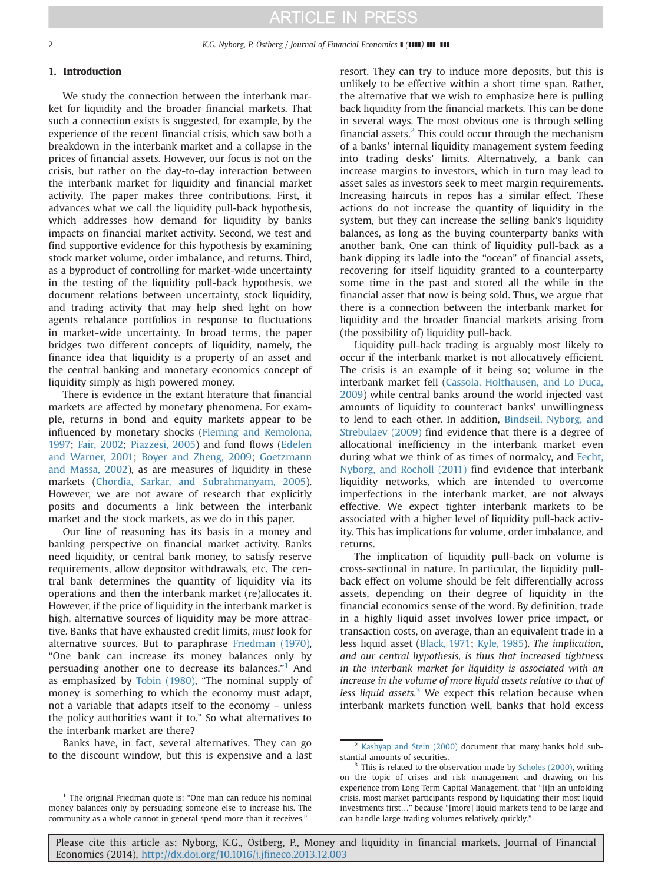## 1. Introduction

We study the connection between the interbank market for liquidity and the broader financial markets. That such a connection exists is suggested, for example, by the experience of the recent financial crisis, which saw both a breakdown in the interbank market and a collapse in the prices of financial assets. However, our focus is not on the crisis, but rather on the day-to-day interaction between the interbank market for liquidity and financial market activity. The paper makes three contributions. First, it advances what we call the liquidity pull-back hypothesis, which addresses how demand for liquidity by banks impacts on financial market activity. Second, we test and find supportive evidence for this hypothesis by examining stock market volume, order imbalance, and returns. Third, as a byproduct of controlling for market-wide uncertainty in the testing of the liquidity pull-back hypothesis, we document relations between uncertainty, stock liquidity, and trading activity that may help shed light on how agents rebalance portfolios in response to fluctuations in market-wide uncertainty. In broad terms, the paper bridges two different concepts of liquidity, namely, the finance idea that liquidity is a property of an asset and the central banking and monetary economics concept of liquidity simply as high powered money.

There is evidence in the extant literature that financial markets are affected by monetary phenomena. For example, returns in bond and equity markets appear to be influenced by monetary shocks (Fleming and Remolona, 1997; Fair, 2002; Piazzesi, 2005) and fund flows (Edelen and Warner, 2001; Boyer and Zheng, 2009; Goetzmann and Massa, 2002), as are measures of liquidity in these markets (Chordia, Sarkar, and Subrahmanyam, 2005). However, we are not aware of research that explicitly posits and documents a link between the interbank market and the stock markets, as we do in this paper.

Our line of reasoning has its basis in a money and banking perspective on financial market activity. Banks need liquidity, or central bank money, to satisfy reserve requirements, allow depositor withdrawals, etc. The central bank determines the quantity of liquidity via its operations and then the interbank market (re)allocates it. However, if the price of liquidity in the interbank market is high, alternative sources of liquidity may be more attractive. Banks that have exhausted credit limits, *must* look for alternative sources. But to paraphrase Friedman (1970), "One bank can increase its money balances only by persuading another one to decrease its balances."[1] And as emphasized by Tobin (1980), "The nominal supply of money is something to which the economy must adapt, not a variable that adapts itself to the economy – unless the policy authorities want it to." So what alternatives to the interbank market are there?

Banks have, in fact, several alternatives. They can go to the discount window, but this is expensive and a last resort. They can try to induce more deposits, but this is unlikely to be effective within a short time span. Rather, the alternative that we wish to emphasize here is pulling back liquidity from the financial markets. This can be done in several ways. The most obvious one is through selling financial assets.[2] This could occur through the mechanism of a banks' internal liquidity management system feeding into trading desks' limits. Alternatively, a bank can increase margins to investors, which in turn may lead to asset sales as investors seek to meet margin requirements. Increasing haircuts in repos has a similar effect. These actions do not increase the quantity of liquidity in the system, but they can increase the selling bank's liquidity balances, as long as the buying counterparty banks with another bank. One can think of liquidity pull-back as a bank dipping its ladle into the "ocean" of financial assets, recovering for itself liquidity granted to a counterparty some time in the past and stored all the while in the financial asset that now is being sold. Thus, we argue that there is a connection between the interbank market for liquidity and the broader financial markets arising from (the possibility of) liquidity pull-back.

Liquidity pull-back trading is arguably most likely to occur if the interbank market is not allocatively efficient. The crisis is an example of it being so; volume in the interbank market fell (Cassola, Holthausen, and Lo Duca, 2009) while central banks around the world injected vast amounts of liquidity to counteract banks' unwillingness to lend to each other. In addition, Bindseil, Nyborg, and Strebulaev (2009) find evidence that there is a degree of allocational inefficiency in the interbank market even during what we think of as times of normalcy, and Fecht, Nyborg, and Rocholl (2011) find evidence that interbank liquidity networks, which are intended to overcome imperfections in the interbank market, are not always effective. We expect tighter interbank markets to be associated with a higher level of liquidity pull-back activity. This has implications for volume, order imbalance, and returns.

The implication of liquidity pull-back on volume is cross-sectional in nature. In particular, the liquidity pull-back effect on volume should be felt differentially across assets, depending on their degree of liquidity in the financial economics sense of the word. By definition, trade in a highly liquid asset involves lower price impact, or transaction costs, on average, than an equivalent trade in a less liquid asset (Black, 1971; Kyle, 1985). *The implication, and our central hypothesis, is thus that increased tightness in the interbank market for liquidity is associated with an increase in the volume of more liquid assets relative to that of less liquid assets.*[3] We expect this relation because when interbank markets function well, banks that hold excess

---

[1] The original Friedman quote is: "One man can reduce his nominal money balances only by persuading someone else to increase his. The community as a whole cannot in general spend more than it receives."

[2] Kashyap and Stein (2000) document that many banks hold substantial amounts of securities.

[3] This is related to the observation made by Scholes (2000), writing on the topic of crises and risk management and drawing on his experience from Long Term Capital Management, that "[i]n an unfolding crisis, most market participants respond by liquidating their most liquid investments first…" because "[more] liquid markets tend to be large and can handle large trading volumes relatively quickly."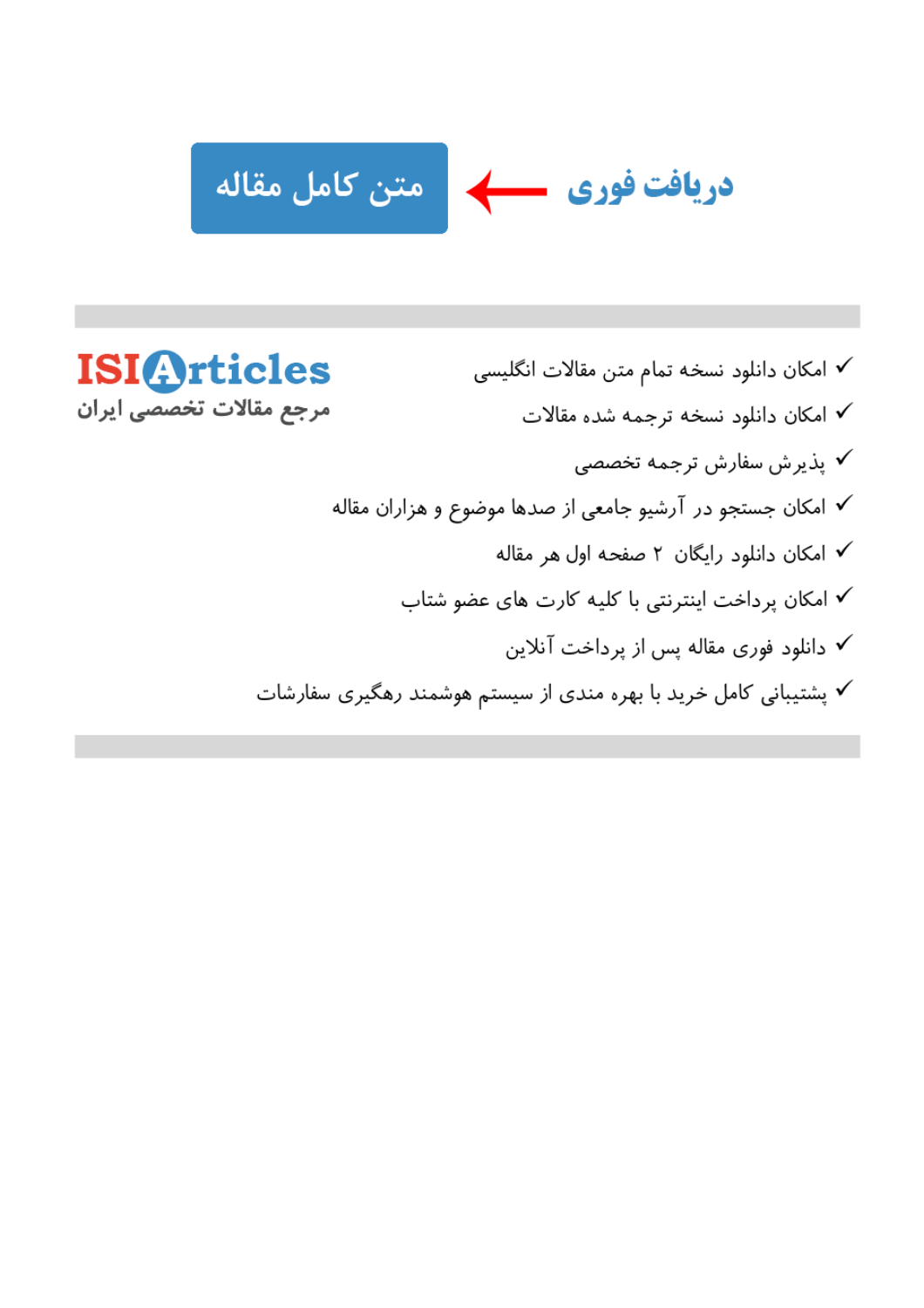دریافت فوری ← **متن کامل مقاله**

**ISIArticles**
مرجع مقالات تخصصی ایران

- ✓ امکان دانلود نسخه تمام متن مقالات انگلیسی
- ✓ امکان دانلود نسخه ترجمه شده مقالات
- ✓ پذیرش سفارش ترجمه تخصصی
- ✓ امکان جستجو در آرشیو جامعی از صدها موضوع و هزاران مقاله
- ✓ امکان دانلود رایگان ۲ صفحه اول هر مقاله
- ✓ امکان پرداخت اینترنتی با کلیه کارت های عضو شتاب
- ✓ دانلود فوری مقاله پس از پرداخت آنلاین
- ✓ پشتیبانی کامل خرید با بهره مندی از سیستم هوشمند رهگیری سفارشات